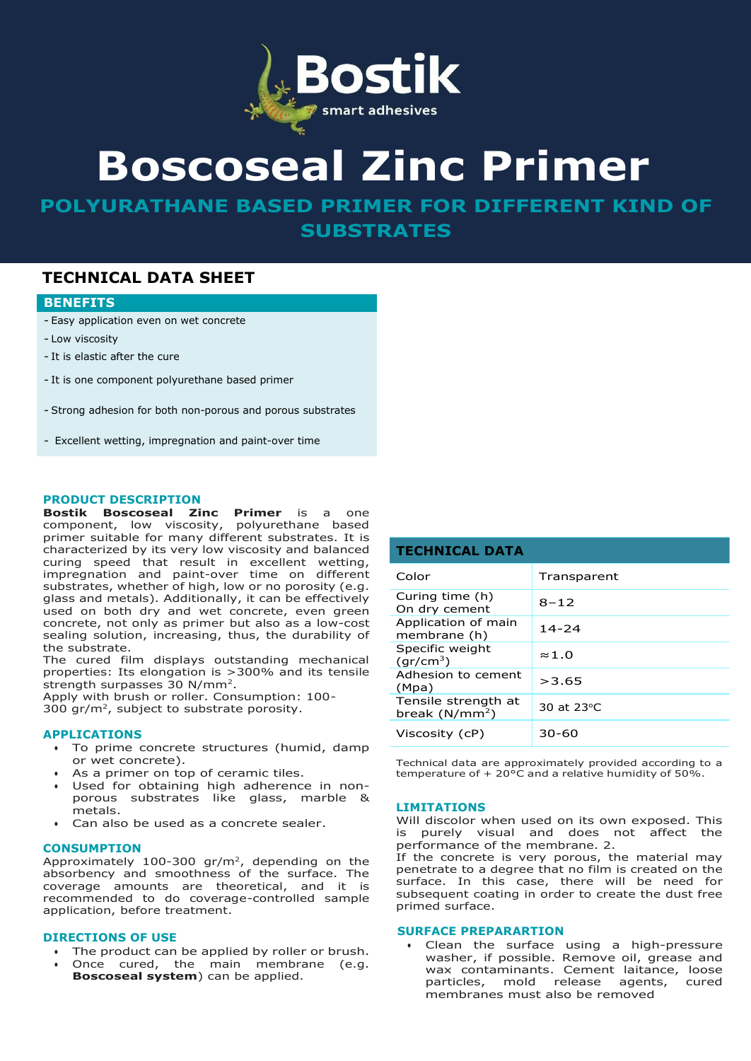# Boscoseal Zinc Primer

## POLYURATHANE BASED PRIMER FOR DIFFERENT KIND OF SUBSTRATES

## TECHNICAL DATA SHEET

### BENEFITS

- Easy application even on wet concrete
- Low viscosity
- It is elastic after the cure
- It is one component polyurethane based primer
- Strong adhesion for both non-porous and porous substrates
- Excellent wetting, impregnation and paint-over time

### PRODUCT DESCRIPTION

**Bostik Boscoseal Zinc Primer** is a one component, low viscosity, polyurethane based primer suitable for many different substrates. It is characterized by its very low viscosity and balanced curing speed that result in excellent wetting, impregnation and paint-over time on different substrates, whether of high, low or no porosity (e.g. glass and metals). Additionally, it can be effectively used on both dry and wet concrete, even green concrete, not only as primer but also as a low-cost sealing solution, increasing, thus, the durability of the substrate.

The cured film displays outstanding mechanical properties: Its elongation is >300% and its tensile strength surpasses 30 N/mm$^2$.

Apply with brush or roller. Consumption: 100-300 gr/m$^2$, subject to substrate porosity.

### APPLICATIONS

- To prime concrete structures (humid, damp or wet concrete).
- As a primer on top of ceramic tiles.
- Used for obtaining high adherence in non-porous substrates like glass, marble & metals.
- Can also be used as a concrete sealer.

### CONSUMPTION

Approximately 100-300 gr/m$^2$, depending on the absorbency and smoothness of the surface. The coverage amounts are theoretical, and it is recommended to do coverage-controlled sample application, before treatment.

### DIRECTIONS OF USE

- The product can be applied by roller or brush.
- Once cured, the main membrane (e.g. **Boscoseal system**) can be applied.

### TECHNICAL DATA

| | |
|---|---|
| Color | Transparent |
| Curing time (h) On dry cement | 8–12 |
| Application of main membrane (h) | 14-24 |
| Specific weight (gr/cm$^3$) | ≈1.0 |
| Adhesion to cement (Mpa) | >3.65 |
| Tensile strength at break (N/mm$^2$) | 30 at 23°C |
| Viscosity (cP) | 30-60 |

Technical data are approximately provided according to a temperature of + 20°C and a relative humidity of 50%.

### LIMITATIONS

Will discolor when used on its own exposed. This is purely visual and does not affect the performance of the membrane. 2.

If the concrete is very porous, the material may penetrate to a degree that no film is created on the surface. In this case, there will be need for subsequent coating in order to create the dust free primed surface.

### SURFACE PREPARARTION

- Clean the surface using a high-pressure washer, if possible. Remove oil, grease and wax contaminants. Cement laitance, loose particles, mold release agents, cured membranes must also be removed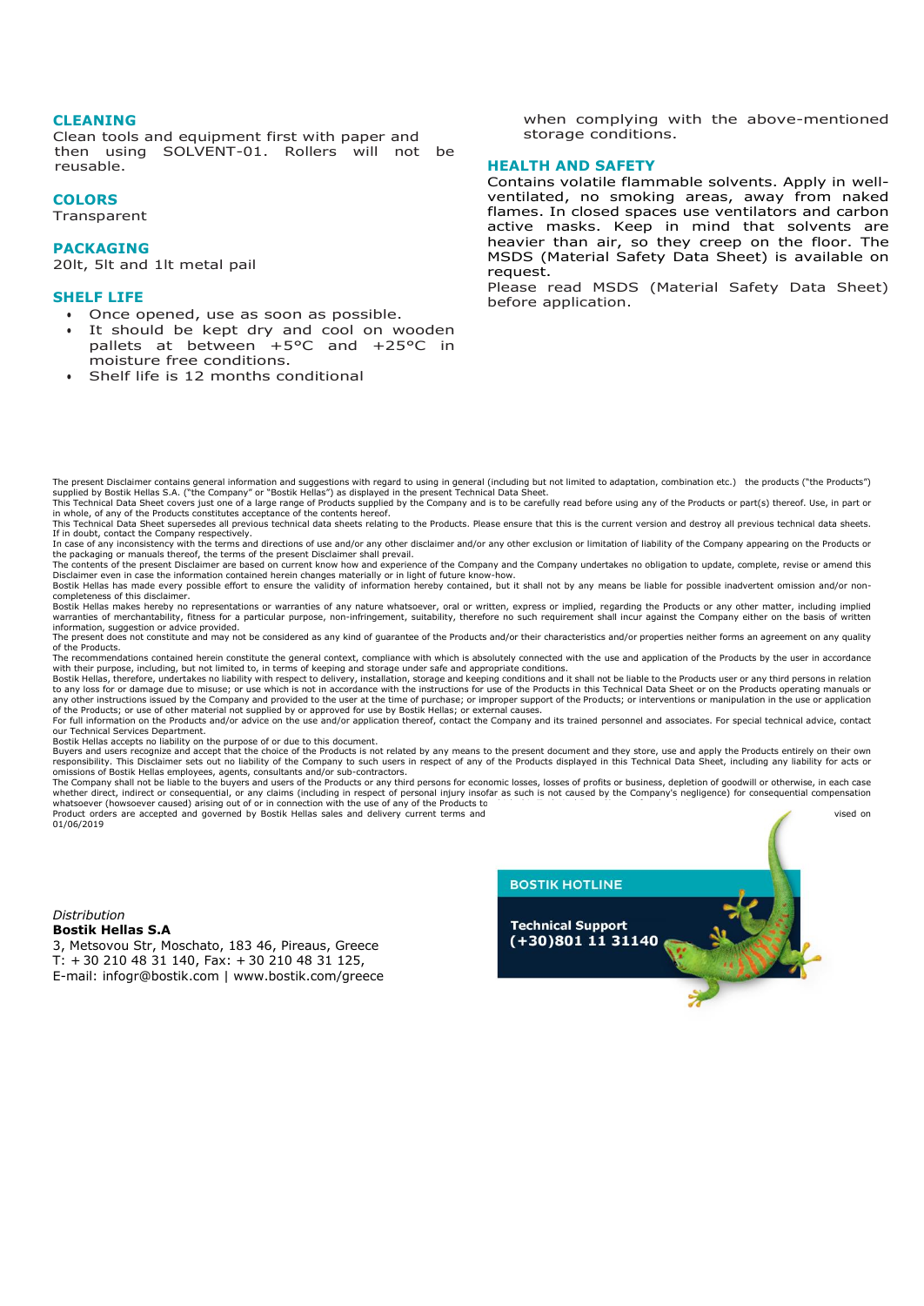## CLEANING

Clean tools and equipment first with paper and then using SOLVENT-01. Rollers will not be reusable.

## COLORS

Transparent

## PACKAGING

20lt, 5lt and 1lt metal pail

## SHELF LIFE

- Once opened, use as soon as possible.
- It should be kept dry and cool on wooden pallets at between +5°C and +25°C in moisture free conditions.
- Shelf life is 12 months conditional when complying with the above-mentioned storage conditions.

## HEALTH AND SAFETY

Contains volatile flammable solvents. Apply in well-ventilated, no smoking areas, away from naked flames. In closed spaces use ventilators and carbon active masks. Keep in mind that solvents are heavier than air, so they creep on the floor. The MSDS (Material Safety Data Sheet) is available on request.

Please read MSDS (Material Safety Data Sheet) before application.

The present Disclaimer contains general information and suggestions with regard to using in general (including but not limited to adaptation, combination etc.) the products ("the Products") supplied by Bostik Hellas S.A. ("the Company" or "Bostik Hellas") as displayed in the present Technical Data Sheet.
This Technical Data Sheet covers just one of a large range of Products supplied by the Company and is to be carefully read before using any of the Products or part(s) thereof. Use, in part or in whole, of any of the Products constitutes acceptance of the contents hereof.
This Technical Data Sheet supersedes all previous technical data sheets relating to the Products. Please ensure that this is the current version and destroy all previous technical data sheets. If in doubt, contact the Company respectively.
In case of any inconsistency with the terms and directions of use and/or any other disclaimer and/or any other exclusion or limitation of liability of the Company appearing on the Products or the packaging or manuals thereof, the terms of the present Disclaimer shall prevail.
The contents of the present Disclaimer are based on current know how and experience of the Company and the Company undertakes no obligation to update, complete, revise or amend this Disclaimer even in case the information contained herein changes materially or in light of future know-how.
Bostik Hellas has made every possible effort to ensure the validity of information hereby contained, but it shall not by any means be liable for possible inadvertent omission and/or non-completeness of this disclaimer.
Bostik Hellas makes hereby no representations or warranties of any nature whatsoever, oral or written, express or implied, regarding the Products or any other matter, including implied warranties of merchantability, fitness for a particular purpose, non-infringement, suitability, therefore no such requirement shall incur against the Company either on the basis of written information, suggestion or advice provided.
The present does not constitute and may not be considered as any kind of guarantee of the Products and/or their characteristics and/or properties neither forms an agreement on any quality of the Products.
The recommendations contained herein constitute the general context, compliance with which is absolutely connected with the use and application of the Products by the user in accordance with their purpose, including, but not limited to, in terms of keeping and storage under safe and appropriate conditions.
Bostik Hellas, therefore, undertakes no liability with respect to delivery, installation, storage and keeping conditions and it shall not be liable to the Products user or any third persons in relation to any loss for or damage due to misuse; or use which is not in accordance with the instructions for use of the Products in this Technical Data Sheet or on the Products operating manuals or any other instructions issued by the Company and provided to the user at the time of purchase; or improper support of the Products; or interventions or manipulation in the use or application of the Products; or use of other material not supplied by or approved for use by Bostik Hellas; or external causes.
For full information on the Products and/or advice on the use and/or application thereof, contact the Company and its trained personnel and associates. For special technical advice, contact our Technical Services Department.
Bostik Hellas accepts no liability on the purpose of or due to this document.
Buyers and users recognize and accept that the choice of the Products is not related by any means to the present document and they store, use and apply the Products entirely on their own responsibility. This Disclaimer sets out no liability of the Company to such users in respect of any of the Products displayed in this Technical Data Sheet, including any liability for acts or omissions of Bostik Hellas employees, agents, consultants and/or sub-contractors.
The Company shall not be liable to the buyers and users of the Products or any third persons for economic losses, losses of profits or business, depletion of goodwill or otherwise, in each case whether direct, indirect or consequential, or any claims (including in respect of personal injury insofar as such is not caused by the Company's negligence) for consequential compensation whatsoever (howsoever caused) arising out of or in connection with the use of any of the Products to
Product orders are accepted and governed by Bostik Hellas sales and delivery current terms and vised on 01/06/2019

*Distribution*
**Bostik Hellas S.A**
3, Metsovou Str, Moschato, 183 46, Pireaus, Greece
T: + 30 210 48 31 140, Fax: + 30 210 48 31 125,
E-mail: infogr@bostik.com | www.bostik.com/greece

**BOSTIK HOTLINE**

**Technical Support**
**(+30)801 11 31140**